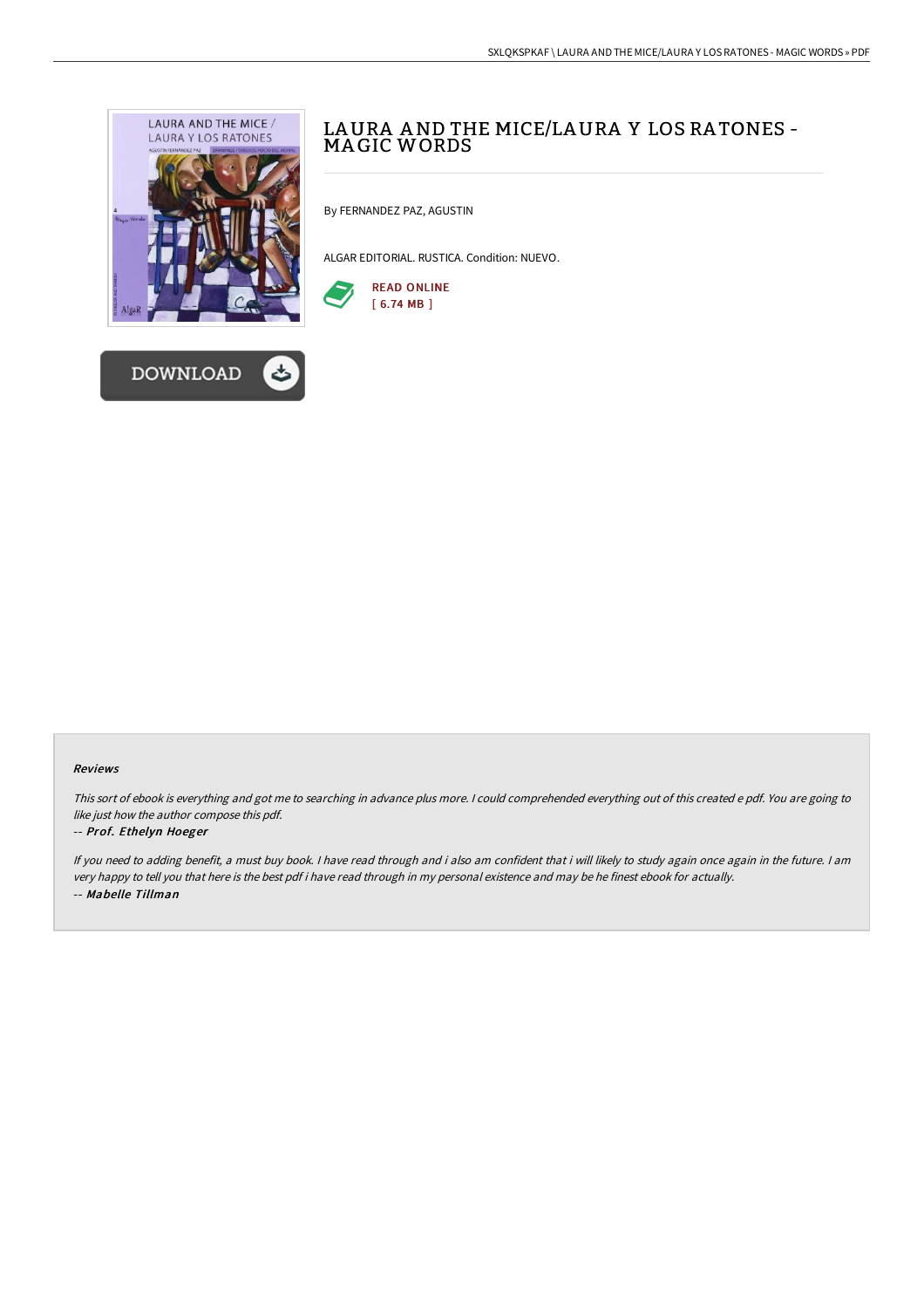# LAURA AND THE MICE/LAURA Y LOS RATONES - MAGIC WORDS

By FERNANDEZ PAZ, AGUSTIN

ALGAR EDITORIAL. RUSTICA. Condition: NUEVO.

READ ONLINE
[ 6.74 MB ]

DOWNLOAD

### Reviews

*This sort of ebook is everything and got me to searching in advance plus more. I could comprehended everything out of this created e pdf. You are going to like just how the author compose this pdf.*

-- ***Prof. Ethelyn Hoeger***

*If you need to adding benefit, a must buy book. I have read through and i also am confident that i will likely to study again once again in the future. I am very happy to tell you that here is the best pdf i have read through in my personal existence and may be he finest ebook for actually.*

-- ***Mabelle Tillman***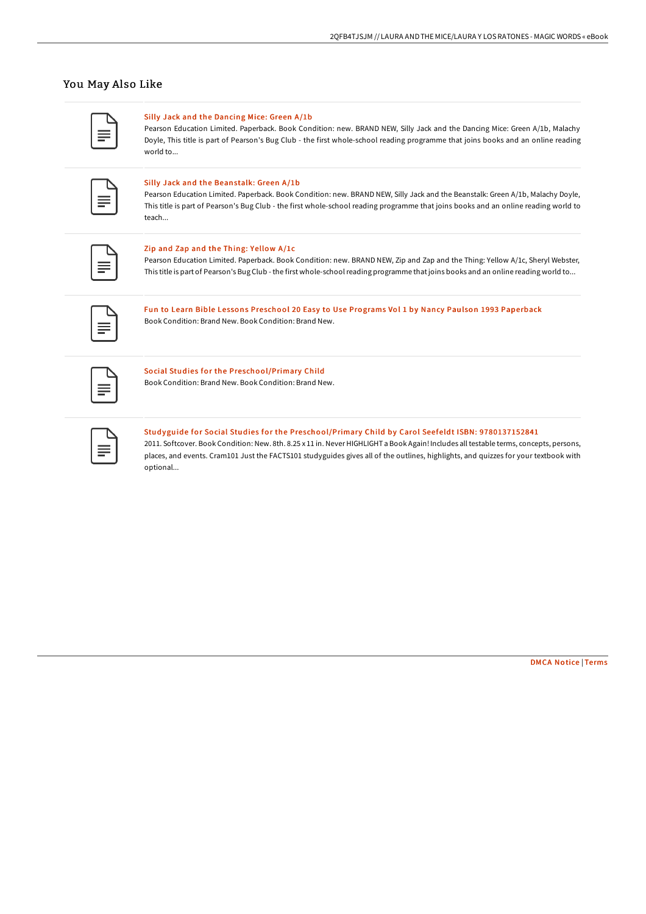## You May Also Like

### Silly Jack and the Dancing Mice: Green A/1b

Pearson Education Limited. Paperback. Book Condition: new. BRAND NEW, Silly Jack and the Dancing Mice: Green A/1b, Malachy Doyle, This title is part of Pearson's Bug Club - the first whole-school reading programme that joins books and an online reading world to...

### Silly Jack and the Beanstalk: Green A/1b

Pearson Education Limited. Paperback. Book Condition: new. BRAND NEW, Silly Jack and the Beanstalk: Green A/1b, Malachy Doyle, This title is part of Pearson's Bug Club - the first whole-school reading programme that joins books and an online reading world to teach...

### Zip and Zap and the Thing: Yellow A/1c

Pearson Education Limited. Paperback. Book Condition: new. BRAND NEW, Zip and Zap and the Thing: Yellow A/1c, Sheryl Webster, This title is part of Pearson's Bug Club - the first whole-school reading programme that joins books and an online reading world to...

### Fun to Learn Bible Lessons Preschool 20 Easy to Use Programs Vol 1 by Nancy Paulson 1993 Paperback

Book Condition: Brand New. Book Condition: Brand New.

### Social Studies for the Preschool/Primary Child

Book Condition: Brand New. Book Condition: Brand New.

### Studyguide for Social Studies for the Preschool/Primary Child by Carol Seefeldt ISBN: 9780137152841

2011. Softcover. Book Condition: New. 8th. 8.25 x 11 in. Never HIGHLIGHT a Book Again! Includes all testable terms, concepts, persons, places, and events. Cram101 Just the FACTS101 studyguides gives all of the outlines, highlights, and quizzes for your textbook with optional...